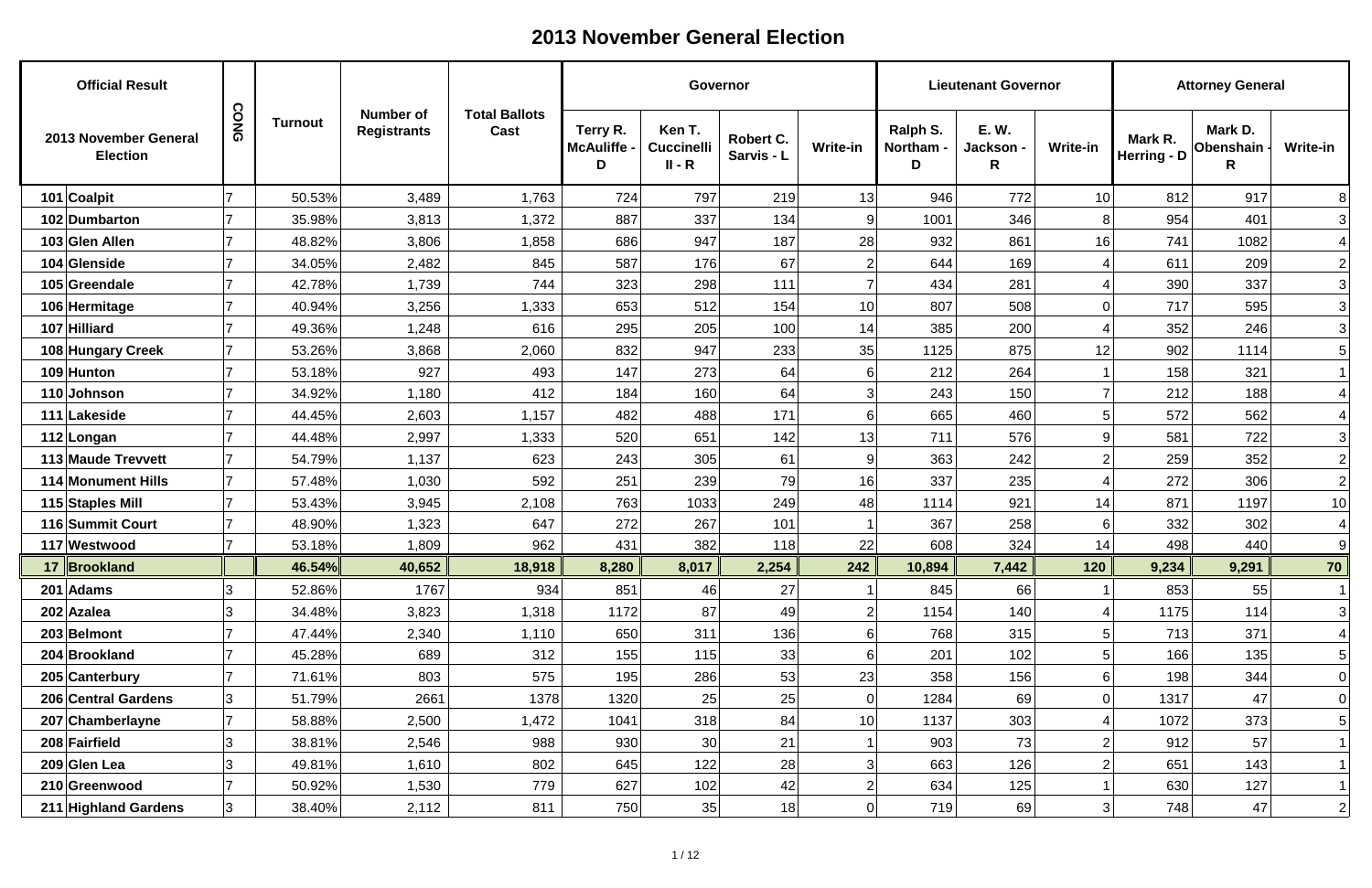# 2013 November General Election

| Official Result | | CONG | Turnout | Number of Registrants | Total Ballots Cast | Governor | | | | Lieutenant Governor | | | Attorney General | | |
|---|---|---|---|---|---|---|---|---|---|---|---|---|---|---|---|
| 2013 November General Election | | | | | | Terry R. McAuliffe - D | Ken T. Cuccinelli II - R | Robert C. Sarvis - L | Write-in | Ralph S. Northam - D | E. W. Jackson - R | Write-in | Mark R. Herring - D | Mark D. Obenshain - R | Write-in |
| 101 | Coalpit | 7 | 50.53% | 3,489 | 1,763 | 724 | 797 | 219 | 13 | 946 | 772 | 10 | 812 | 917 | 8 |
| 102 | Dumbarton | 7 | 35.98% | 3,813 | 1,372 | 887 | 337 | 134 | 9 | 1001 | 346 | 8 | 954 | 401 | 3 |
| 103 | Glen Allen | 7 | 48.82% | 3,806 | 1,858 | 686 | 947 | 187 | 28 | 932 | 861 | 16 | 741 | 1082 | 4 |
| 104 | Glenside | 7 | 34.05% | 2,482 | 845 | 587 | 176 | 67 | 2 | 644 | 169 | 4 | 611 | 209 | 2 |
| 105 | Greendale | 7 | 42.78% | 1,739 | 744 | 323 | 298 | 111 | 7 | 434 | 281 | 4 | 390 | 337 | 3 |
| 106 | Hermitage | 7 | 40.94% | 3,256 | 1,333 | 653 | 512 | 154 | 10 | 807 | 508 | 0 | 717 | 595 | 3 |
| 107 | Hilliard | 7 | 49.36% | 1,248 | 616 | 295 | 205 | 100 | 14 | 385 | 200 | 4 | 352 | 246 | 3 |
| 108 | Hungary Creek | 7 | 53.26% | 3,868 | 2,060 | 832 | 947 | 233 | 35 | 1125 | 875 | 12 | 902 | 1114 | 5 |
| 109 | Hunton | 7 | 53.18% | 927 | 493 | 147 | 273 | 64 | 6 | 212 | 264 | 1 | 158 | 321 | 1 |
| 110 | Johnson | 7 | 34.92% | 1,180 | 412 | 184 | 160 | 64 | 3 | 243 | 150 | 7 | 212 | 188 | 4 |
| 111 | Lakeside | 7 | 44.45% | 2,603 | 1,157 | 482 | 488 | 171 | 6 | 665 | 460 | 5 | 572 | 562 | 4 |
| 112 | Longan | 7 | 44.48% | 2,997 | 1,333 | 520 | 651 | 142 | 13 | 711 | 576 | 9 | 581 | 722 | 3 |
| 113 | Maude Trevvett | 7 | 54.79% | 1,137 | 623 | 243 | 305 | 61 | 9 | 363 | 242 | 2 | 259 | 352 | 2 |
| 114 | Monument Hills | 7 | 57.48% | 1,030 | 592 | 251 | 239 | 79 | 16 | 337 | 235 | 4 | 272 | 306 | 2 |
| 115 | Staples Mill | 7 | 53.43% | 3,945 | 2,108 | 763 | 1033 | 249 | 48 | 1114 | 921 | 14 | 871 | 1197 | 10 |
| 116 | Summit Court | 7 | 48.90% | 1,323 | 647 | 272 | 267 | 101 | 1 | 367 | 258 | 6 | 332 | 302 | 4 |
| 117 | Westwood | 7 | 53.18% | 1,809 | 962 | 431 | 382 | 118 | 22 | 608 | 324 | 14 | 498 | 440 | 9 |
| **17** | **Brookland** | | **46.54%** | **40,652** | **18,918** | **8,280** | **8,017** | **2,254** | **242** | **10,894** | **7,442** | **120** | **9,234** | **9,291** | **70** |
| 201 | Adams | 3 | 52.86% | 1767 | 934 | 851 | 46 | 27 | 1 | 845 | 66 | 1 | 853 | 55 | 1 |
| 202 | Azalea | 3 | 34.48% | 3,823 | 1,318 | 1172 | 87 | 49 | 2 | 1154 | 140 | 4 | 1175 | 114 | 3 |
| 203 | Belmont | 7 | 47.44% | 2,340 | 1,110 | 650 | 311 | 136 | 6 | 768 | 315 | 5 | 713 | 371 | 4 |
| 204 | Brookland | 7 | 45.28% | 689 | 312 | 155 | 115 | 33 | 6 | 201 | 102 | 5 | 166 | 135 | 5 |
| 205 | Canterbury | 7 | 71.61% | 803 | 575 | 195 | 286 | 53 | 23 | 358 | 156 | 6 | 198 | 344 | 0 |
| 206 | Central Gardens | 3 | 51.79% | 2661 | 1378 | 1320 | 25 | 25 | 0 | 1284 | 69 | 0 | 1317 | 47 | 0 |
| 207 | Chamberlayne | 7 | 58.88% | 2,500 | 1,472 | 1041 | 318 | 84 | 10 | 1137 | 303 | 4 | 1072 | 373 | 5 |
| 208 | Fairfield | 3 | 38.81% | 2,546 | 988 | 930 | 30 | 21 | 1 | 903 | 73 | 2 | 912 | 57 | 1 |
| 209 | Glen Lea | 3 | 49.81% | 1,610 | 802 | 645 | 122 | 28 | 3 | 663 | 126 | 2 | 651 | 143 | 1 |
| 210 | Greenwood | 7 | 50.92% | 1,530 | 779 | 627 | 102 | 42 | 2 | 634 | 125 | 1 | 630 | 127 | 1 |
| 211 | Highland Gardens | 3 | 38.40% | 2,112 | 811 | 750 | 35 | 18 | 0 | 719 | 69 | 3 | 748 | 47 | 2 |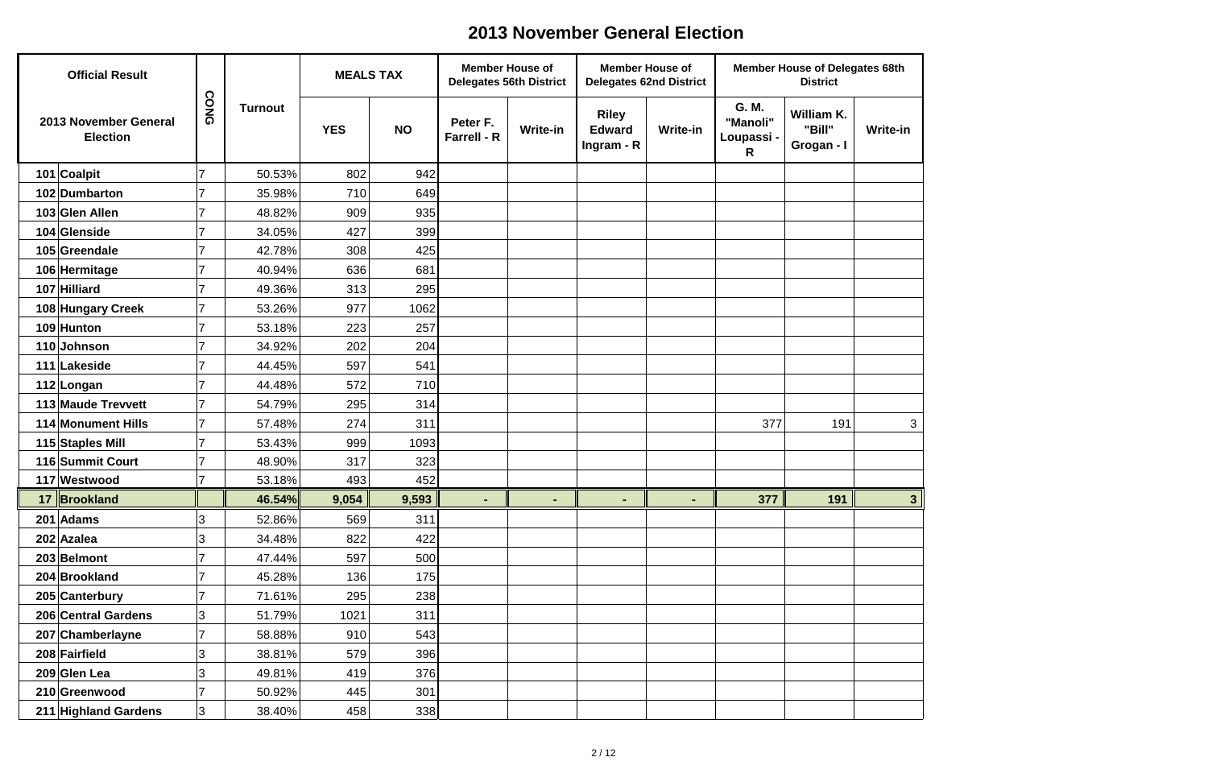# 2013 November General Election

| Official Result | | CONG | Turnout | MEALS TAX | | Member House of Delegates 56th District | | Member House of Delegates 62nd District | | Member House of Delegates 68th District | | |
|---|---|---|---|---|---|---|---|---|---|---|---|---|
| 2013 November General Election | | | | YES | NO | Peter F. Farrell - R | Write-in | Riley Edward Ingram - R | Write-in | G. M. "Manoli" Loupassi - R | William K. "Bill" Grogan - I | Write-in |
| 101 | Coalpit | 7 | 50.53% | 802 | 942 | | | | | | | |
| 102 | Dumbarton | 7 | 35.98% | 710 | 649 | | | | | | | |
| 103 | Glen Allen | 7 | 48.82% | 909 | 935 | | | | | | | |
| 104 | Glenside | 7 | 34.05% | 427 | 399 | | | | | | | |
| 105 | Greendale | 7 | 42.78% | 308 | 425 | | | | | | | |
| 106 | Hermitage | 7 | 40.94% | 636 | 681 | | | | | | | |
| 107 | Hilliard | 7 | 49.36% | 313 | 295 | | | | | | | |
| 108 | Hungary Creek | 7 | 53.26% | 977 | 1062 | | | | | | | |
| 109 | Hunton | 7 | 53.18% | 223 | 257 | | | | | | | |
| 110 | Johnson | 7 | 34.92% | 202 | 204 | | | | | | | |
| 111 | Lakeside | 7 | 44.45% | 597 | 541 | | | | | | | |
| 112 | Longan | 7 | 44.48% | 572 | 710 | | | | | | | |
| 113 | Maude Trevvett | 7 | 54.79% | 295 | 314 | | | | | | | |
| 114 | Monument Hills | 7 | 57.48% | 274 | 311 | | | | | 377 | 191 | 3 |
| 115 | Staples Mill | 7 | 53.43% | 999 | 1093 | | | | | | | |
| 116 | Summit Court | 7 | 48.90% | 317 | 323 | | | | | | | |
| 117 | Westwood | 7 | 53.18% | 493 | 452 | | | | | | | |
| **17** | **Brookland** | | **46.54%** | **9,054** | **9,593** | **-** | **-** | **-** | **-** | **377** | **191** | **3** |
| 201 | Adams | 3 | 52.86% | 569 | 311 | | | | | | | |
| 202 | Azalea | 3 | 34.48% | 822 | 422 | | | | | | | |
| 203 | Belmont | 7 | 47.44% | 597 | 500 | | | | | | | |
| 204 | Brookland | 7 | 45.28% | 136 | 175 | | | | | | | |
| 205 | Canterbury | 7 | 71.61% | 295 | 238 | | | | | | | |
| 206 | Central Gardens | 3 | 51.79% | 1021 | 311 | | | | | | | |
| 207 | Chamberlayne | 7 | 58.88% | 910 | 543 | | | | | | | |
| 208 | Fairfield | 3 | 38.81% | 579 | 396 | | | | | | | |
| 209 | Glen Lea | 3 | 49.81% | 419 | 376 | | | | | | | |
| 210 | Greenwood | 7 | 50.92% | 445 | 301 | | | | | | | |
| 211 | Highland Gardens | 3 | 38.40% | 458 | 338 | | | | | | | |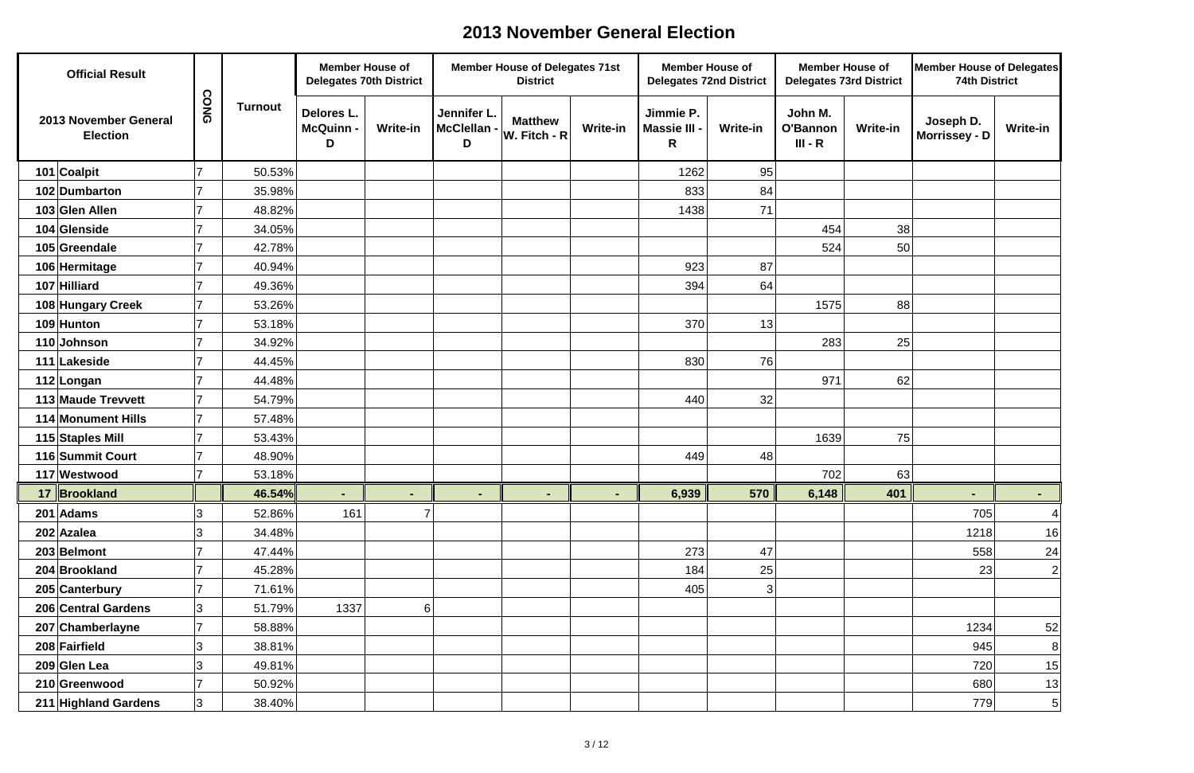# 2013 November General Election

| Official Result | | CONG | Turnout | Member House of Delegates 70th District | | Member House of Delegates 71st District | | | Member House of Delegates 72nd District | | Member House of Delegates 73rd District | | Member House of Delegates 74th District | |
|---|---|---|---|---|---|---|---|---|---|---|---|---|---|---|
| 2013 November General Election | | | | Delores L. McQuinn - D | Write-in | Jennifer L. McClellan - D | Matthew W. Fitch - R | Write-in | Jimmie P. Massie III - R | Write-in | John M. O'Bannon III - R | Write-in | Joseph D. Morrissey - D | Write-in |
| 101 | Coalpit | 7 | 50.53% | | | | | | 1262 | 95 | | | | |
| 102 | Dumbarton | 7 | 35.98% | | | | | | 833 | 84 | | | | |
| 103 | Glen Allen | 7 | 48.82% | | | | | | 1438 | 71 | | | | |
| 104 | Glenside | 7 | 34.05% | | | | | | | | 454 | 38 | | |
| 105 | Greendale | 7 | 42.78% | | | | | | | | 524 | 50 | | |
| 106 | Hermitage | 7 | 40.94% | | | | | | 923 | 87 | | | | |
| 107 | Hilliard | 7 | 49.36% | | | | | | 394 | 64 | | | | |
| 108 | Hungary Creek | 7 | 53.26% | | | | | | | | 1575 | 88 | | |
| 109 | Hunton | 7 | 53.18% | | | | | | 370 | 13 | | | | |
| 110 | Johnson | 7 | 34.92% | | | | | | | | 283 | 25 | | |
| 111 | Lakeside | 7 | 44.45% | | | | | | 830 | 76 | | | | |
| 112 | Longan | 7 | 44.48% | | | | | | | | 971 | 62 | | |
| 113 | Maude Trevvett | 7 | 54.79% | | | | | | 440 | 32 | | | | |
| 114 | Monument Hills | 7 | 57.48% | | | | | | | | | | | |
| 115 | Staples Mill | 7 | 53.43% | | | | | | | | 1639 | 75 | | |
| 116 | Summit Court | 7 | 48.90% | | | | | | 449 | 48 | | | | |
| 117 | Westwood | 7 | 53.18% | | | | | | | | 702 | 63 | | |
| **17** | **Brookland** | | **46.54%** | **-** | **-** | **-** | **-** | **-** | **6,939** | **570** | **6,148** | **401** | **-** | **-** |
| 201 | Adams | 3 | 52.86% | 161 | 7 | | | | | | | | 705 | 4 |
| 202 | Azalea | 3 | 34.48% | | | | | | | | | | 1218 | 16 |
| 203 | Belmont | 7 | 47.44% | | | | | | 273 | 47 | | | 558 | 24 |
| 204 | Brookland | 7 | 45.28% | | | | | | 184 | 25 | | | 23 | 2 |
| 205 | Canterbury | 7 | 71.61% | | | | | | 405 | 3 | | | | |
| 206 | Central Gardens | 3 | 51.79% | 1337 | 6 | | | | | | | | | |
| 207 | Chamberlayne | 7 | 58.88% | | | | | | | | | | 1234 | 52 |
| 208 | Fairfield | 3 | 38.81% | | | | | | | | | | 945 | 8 |
| 209 | Glen Lea | 3 | 49.81% | | | | | | | | | | 720 | 15 |
| 210 | Greenwood | 7 | 50.92% | | | | | | | | | | 680 | 13 |
| 211 | Highland Gardens | 3 | 38.40% | | | | | | | | | | 779 | 5 |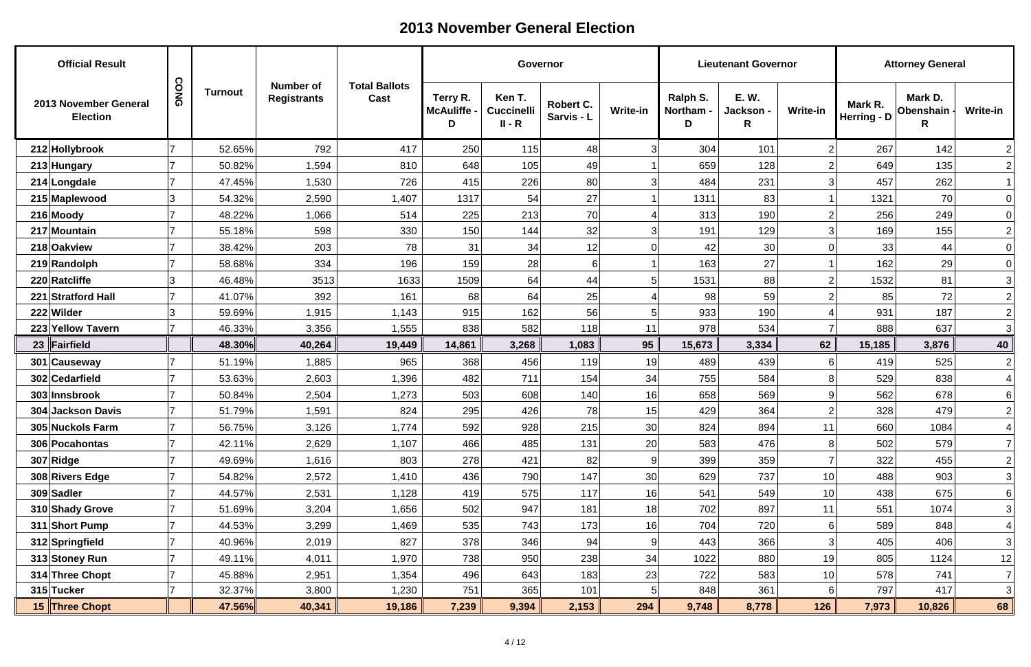# 2013 November General Election

| Official Result | | CONG | Turnout | Number of Registrants | Total Ballots Cast | Governor | | | | Lieutenant Governor | | | Attorney General | | |
|---|---|---|---|---|---|---|---|---|---|---|---|---|---|---|---|
| 2013 November General Election | | | | | | Terry R. McAuliffe - D | Ken T. Cuccinelli II - R | Robert C. Sarvis - L | Write-in | Ralph S. Northam - D | E. W. Jackson - R | Write-in | Mark R. Herring - D | Mark D. Obenshain - R | Write-in |
| 212 | Hollybrook | 7 | 52.65% | 792 | 417 | 250 | 115 | 48 | 3 | 304 | 101 | 2 | 267 | 142 | 2 |
| 213 | Hungary | 7 | 50.82% | 1,594 | 810 | 648 | 105 | 49 | 1 | 659 | 128 | 2 | 649 | 135 | 2 |
| 214 | Longdale | 7 | 47.45% | 1,530 | 726 | 415 | 226 | 80 | 3 | 484 | 231 | 3 | 457 | 262 | 1 |
| 215 | Maplewood | 3 | 54.32% | 2,590 | 1,407 | 1317 | 54 | 27 | 1 | 1311 | 83 | 1 | 1321 | 70 | 0 |
| 216 | Moody | 7 | 48.22% | 1,066 | 514 | 225 | 213 | 70 | 4 | 313 | 190 | 2 | 256 | 249 | 0 |
| 217 | Mountain | 7 | 55.18% | 598 | 330 | 150 | 144 | 32 | 3 | 191 | 129 | 3 | 169 | 155 | 2 |
| 218 | Oakview | 7 | 38.42% | 203 | 78 | 31 | 34 | 12 | 0 | 42 | 30 | 0 | 33 | 44 | 0 |
| 219 | Randolph | 7 | 58.68% | 334 | 196 | 159 | 28 | 6 | 1 | 163 | 27 | 1 | 162 | 29 | 0 |
| 220 | Ratcliffe | 3 | 46.48% | 3513 | 1633 | 1509 | 64 | 44 | 5 | 1531 | 88 | 2 | 1532 | 81 | 3 |
| 221 | Stratford Hall | 7 | 41.07% | 392 | 161 | 68 | 64 | 25 | 4 | 98 | 59 | 2 | 85 | 72 | 2 |
| 222 | Wilder | 3 | 59.69% | 1,915 | 1,143 | 915 | 162 | 56 | 5 | 933 | 190 | 4 | 931 | 187 | 2 |
| 223 | Yellow Tavern | 7 | 46.33% | 3,356 | 1,555 | 838 | 582 | 118 | 11 | 978 | 534 | 7 | 888 | 637 | 3 |
| **23** | **Fairfield** | | **48.30%** | **40,264** | **19,449** | **14,861** | **3,268** | **1,083** | **95** | **15,673** | **3,334** | **62** | **15,185** | **3,876** | **40** |
| 301 | Causeway | 7 | 51.19% | 1,885 | 965 | 368 | 456 | 119 | 19 | 489 | 439 | 6 | 419 | 525 | 2 |
| 302 | Cedarfield | 7 | 53.63% | 2,603 | 1,396 | 482 | 711 | 154 | 34 | 755 | 584 | 8 | 529 | 838 | 4 |
| 303 | Innsbrook | 7 | 50.84% | 2,504 | 1,273 | 503 | 608 | 140 | 16 | 658 | 569 | 9 | 562 | 678 | 6 |
| 304 | Jackson Davis | 7 | 51.79% | 1,591 | 824 | 295 | 426 | 78 | 15 | 429 | 364 | 2 | 328 | 479 | 2 |
| 305 | Nuckols Farm | 7 | 56.75% | 3,126 | 1,774 | 592 | 928 | 215 | 30 | 824 | 894 | 11 | 660 | 1084 | 4 |
| 306 | Pocahontas | 7 | 42.11% | 2,629 | 1,107 | 466 | 485 | 131 | 20 | 583 | 476 | 8 | 502 | 579 | 7 |
| 307 | Ridge | 7 | 49.69% | 1,616 | 803 | 278 | 421 | 82 | 9 | 399 | 359 | 7 | 322 | 455 | 2 |
| 308 | Rivers Edge | 7 | 54.82% | 2,572 | 1,410 | 436 | 790 | 147 | 30 | 629 | 737 | 10 | 488 | 903 | 3 |
| 309 | Sadler | 7 | 44.57% | 2,531 | 1,128 | 419 | 575 | 117 | 16 | 541 | 549 | 10 | 438 | 675 | 6 |
| 310 | Shady Grove | 7 | 51.69% | 3,204 | 1,656 | 502 | 947 | 181 | 18 | 702 | 897 | 11 | 551 | 1074 | 3 |
| 311 | Short Pump | 7 | 44.53% | 3,299 | 1,469 | 535 | 743 | 173 | 16 | 704 | 720 | 6 | 589 | 848 | 4 |
| 312 | Springfield | 7 | 40.96% | 2,019 | 827 | 378 | 346 | 94 | 9 | 443 | 366 | 3 | 405 | 406 | 3 |
| 313 | Stoney Run | 7 | 49.11% | 4,011 | 1,970 | 738 | 950 | 238 | 34 | 1022 | 880 | 19 | 805 | 1124 | 12 |
| 314 | Three Chopt | 7 | 45.88% | 2,951 | 1,354 | 496 | 643 | 183 | 23 | 722 | 583 | 10 | 578 | 741 | 7 |
| 315 | Tucker | 7 | 32.37% | 3,800 | 1,230 | 751 | 365 | 101 | 5 | 848 | 361 | 6 | 797 | 417 | 3 |
| **15** | **Three Chopt** | | **47.56%** | **40,341** | **19,186** | **7,239** | **9,394** | **2,153** | **294** | **9,748** | **8,778** | **126** | **7,973** | **10,826** | **68** |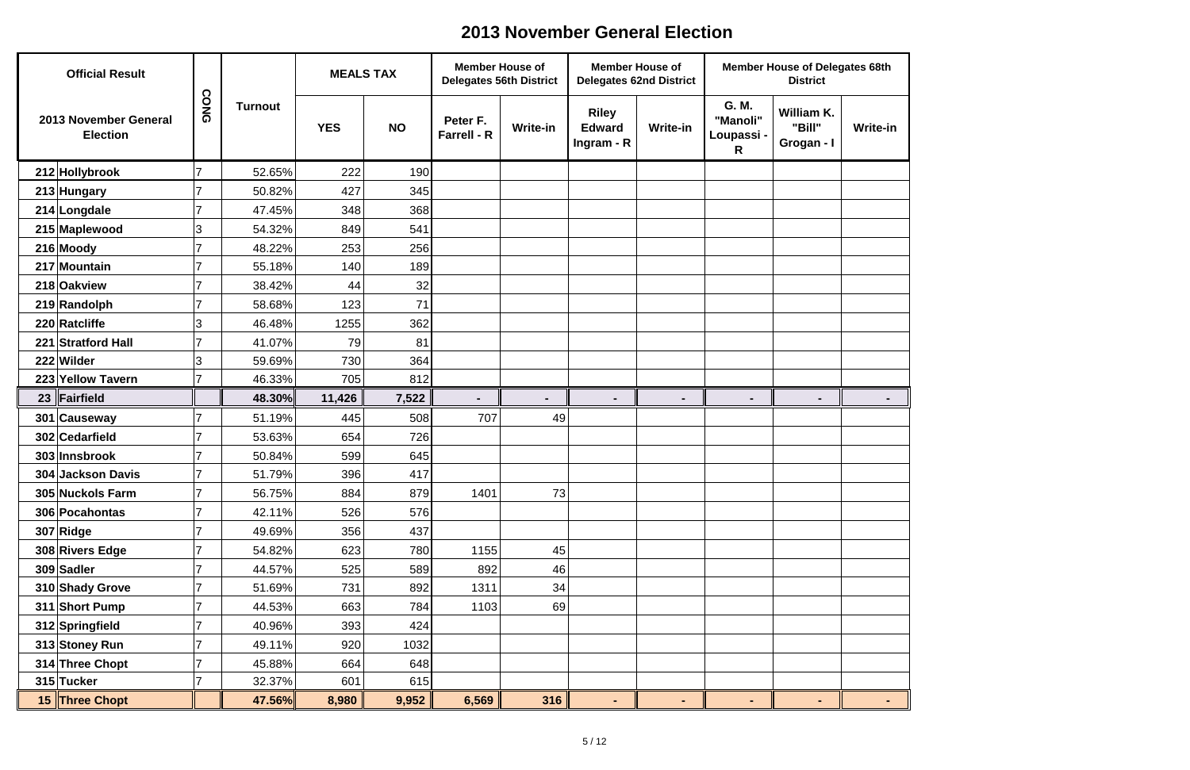# 2013 November General Election

| Official Result | | CONG | Turnout | MEALS TAX | | Member House of Delegates 56th District | | Member House of Delegates 62nd District | | Member House of Delegates 68th District | | |
|---|---|---|---|---|---|---|---|---|---|---|---|---|
| 2013 November General Election | | | | YES | NO | Peter F. Farrell - R | Write-in | Riley Edward Ingram - R | Write-in | G. M. "Manoli" Loupassi - R | William K. "Bill" Grogan - I | Write-in |
| 212 | Hollybrook | 7 | 52.65% | 222 | 190 | | | | | | | |
| 213 | Hungary | 7 | 50.82% | 427 | 345 | | | | | | | |
| 214 | Longdale | 7 | 47.45% | 348 | 368 | | | | | | | |
| 215 | Maplewood | 3 | 54.32% | 849 | 541 | | | | | | | |
| 216 | Moody | 7 | 48.22% | 253 | 256 | | | | | | | |
| 217 | Mountain | 7 | 55.18% | 140 | 189 | | | | | | | |
| 218 | Oakview | 7 | 38.42% | 44 | 32 | | | | | | | |
| 219 | Randolph | 7 | 58.68% | 123 | 71 | | | | | | | |
| 220 | Ratcliffe | 3 | 46.48% | 1255 | 362 | | | | | | | |
| 221 | Stratford Hall | 7 | 41.07% | 79 | 81 | | | | | | | |
| 222 | Wilder | 3 | 59.69% | 730 | 364 | | | | | | | |
| 223 | Yellow Tavern | 7 | 46.33% | 705 | 812 | | | | | | | |
| **23** | **Fairfield** | | **48.30%** | **11,426** | **7,522** | **-** | **-** | **-** | **-** | **-** | **-** | **-** |
| 301 | Causeway | 7 | 51.19% | 445 | 508 | 707 | 49 | | | | | |
| 302 | Cedarfield | 7 | 53.63% | 654 | 726 | | | | | | | |
| 303 | Innsbrook | 7 | 50.84% | 599 | 645 | | | | | | | |
| 304 | Jackson Davis | 7 | 51.79% | 396 | 417 | | | | | | | |
| 305 | Nuckols Farm | 7 | 56.75% | 884 | 879 | 1401 | 73 | | | | | |
| 306 | Pocahontas | 7 | 42.11% | 526 | 576 | | | | | | | |
| 307 | Ridge | 7 | 49.69% | 356 | 437 | | | | | | | |
| 308 | Rivers Edge | 7 | 54.82% | 623 | 780 | 1155 | 45 | | | | | |
| 309 | Sadler | 7 | 44.57% | 525 | 589 | 892 | 46 | | | | | |
| 310 | Shady Grove | 7 | 51.69% | 731 | 892 | 1311 | 34 | | | | | |
| 311 | Short Pump | 7 | 44.53% | 663 | 784 | 1103 | 69 | | | | | |
| 312 | Springfield | 7 | 40.96% | 393 | 424 | | | | | | | |
| 313 | Stoney Run | 7 | 49.11% | 920 | 1032 | | | | | | | |
| 314 | Three Chopt | 7 | 45.88% | 664 | 648 | | | | | | | |
| 315 | Tucker | 7 | 32.37% | 601 | 615 | | | | | | | |
| **15** | **Three Chopt** | | **47.56%** | **8,980** | **9,952** | **6,569** | **316** | **-** | **-** | **-** | **-** | **-** |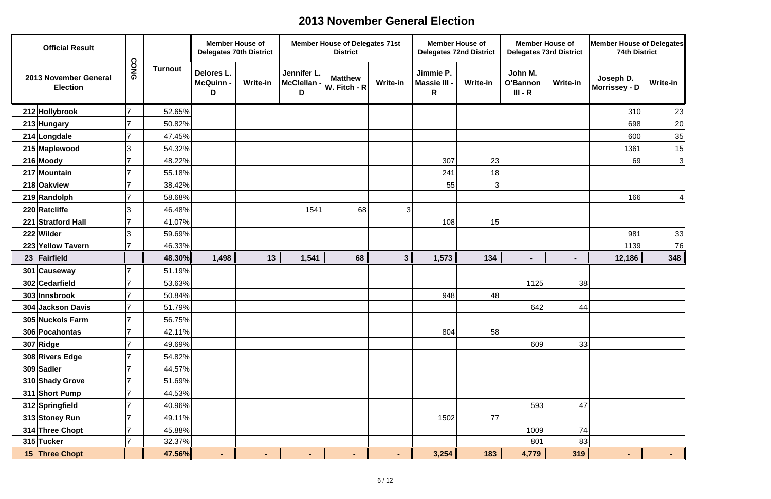# 2013 November General Election

| Official Result | CONG | Turnout | Member House of Delegates 70th District | | Member House of Delegates 71st District | | | Member House of Delegates 72nd District | | Member House of Delegates 73rd District | | Member House of Delegates 74th District | |
|---|---|---|---|---|---|---|---|---|---|---|---|---|---|
| 2013 November General Election | | | Delores L. McQuinn - D | Write-in | Jennifer L. McClellan - D | Matthew W. Fitch - R | Write-in | Jimmie P. Massie III - R | Write-in | John M. O'Bannon III - R | Write-in | Joseph D. Morrissey - D | Write-in |
| 212 Hollybrook | 7 | 52.65% | | | | | | | | | | 310 | 23 |
| 213 Hungary | 7 | 50.82% | | | | | | | | | | 698 | 20 |
| 214 Longdale | 7 | 47.45% | | | | | | | | | | 600 | 35 |
| 215 Maplewood | 3 | 54.32% | | | | | | | | | | 1361 | 15 |
| 216 Moody | 7 | 48.22% | | | | | | 307 | 23 | | | 69 | 3 |
| 217 Mountain | 7 | 55.18% | | | | | | 241 | 18 | | | | |
| 218 Oakview | 7 | 38.42% | | | | | | 55 | 3 | | | | |
| 219 Randolph | 7 | 58.68% | | | | | | | | | | 166 | 4 |
| 220 Ratcliffe | 3 | 46.48% | | | 1541 | 68 | 3 | | | | | | |
| 221 Stratford Hall | 7 | 41.07% | | | | | | 108 | 15 | | | | |
| 222 Wilder | 3 | 59.69% | | | | | | | | | | 981 | 33 |
| 223 Yellow Tavern | 7 | 46.33% | | | | | | | | | | 1139 | 76 |
| **23 Fairfield** | | **48.30%** | **1,498** | **13** | **1,541** | **68** | **3** | **1,573** | **134** | **-** | **-** | **12,186** | **348** |
| 301 Causeway | 7 | 51.19% | | | | | | | | | | | |
| 302 Cedarfield | 7 | 53.63% | | | | | | | | 1125 | 38 | | |
| 303 Innsbrook | 7 | 50.84% | | | | | | 948 | 48 | | | | |
| 304 Jackson Davis | 7 | 51.79% | | | | | | | | 642 | 44 | | |
| 305 Nuckols Farm | 7 | 56.75% | | | | | | | | | | | |
| 306 Pocahontas | 7 | 42.11% | | | | | | 804 | 58 | | | | |
| 307 Ridge | 7 | 49.69% | | | | | | | | 609 | 33 | | |
| 308 Rivers Edge | 7 | 54.82% | | | | | | | | | | | |
| 309 Sadler | 7 | 44.57% | | | | | | | | | | | |
| 310 Shady Grove | 7 | 51.69% | | | | | | | | | | | |
| 311 Short Pump | 7 | 44.53% | | | | | | | | | | | |
| 312 Springfield | 7 | 40.96% | | | | | | | | 593 | 47 | | |
| 313 Stoney Run | 7 | 49.11% | | | | | | 1502 | 77 | | | | |
| 314 Three Chopt | 7 | 45.88% | | | | | | | | 1009 | 74 | | |
| 315 Tucker | 7 | 32.37% | | | | | | | | 801 | 83 | | |
| **15 Three Chopt** | | **47.56%** | **-** | **-** | **-** | **-** | **-** | **3,254** | **183** | **4,779** | **319** | **-** | **-** |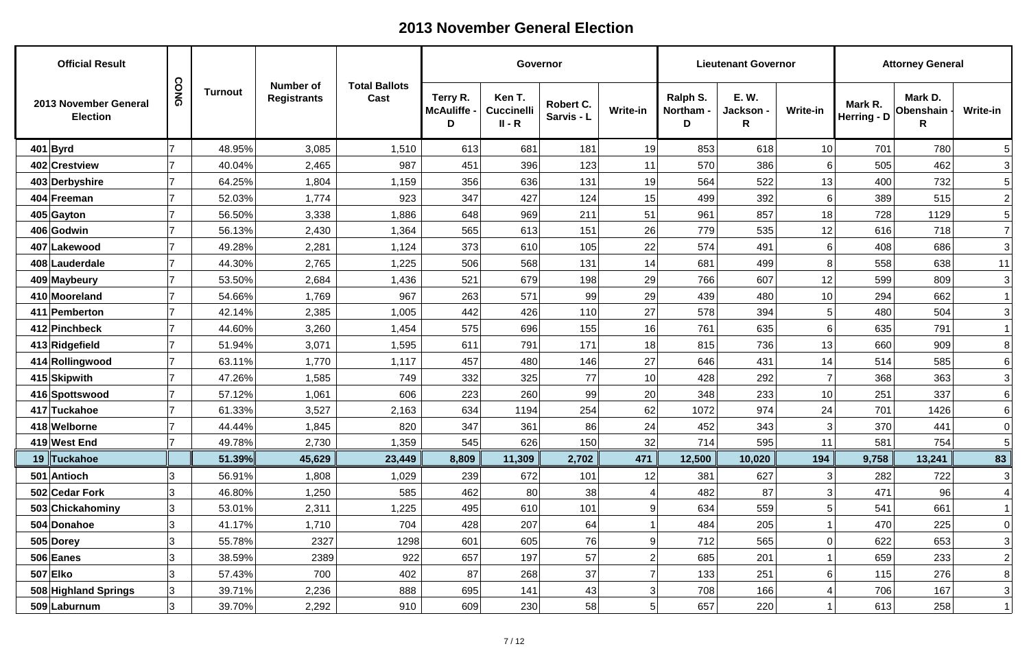# 2013 November General Election

| Official Result | | CONG | Turnout | Number of Registrants | Total Ballots Cast | Governor | | | | Lieutenant Governor | | | Attorney General | | |
|---|---|---|---|---|---|---|---|---|---|---|---|---|---|---|---|
| 2013 November General Election | | | | | | Terry R. McAuliffe - D | Ken T. Cuccinelli II - R | Robert C. Sarvis - L | Write-in | Ralph S. Northam - D | E. W. Jackson - R | Write-in | Mark R. Herring - D | Mark D. Obenshain - R | Write-in |
| 401 | Byrd | 7 | 48.95% | 3,085 | 1,510 | 613 | 681 | 181 | 19 | 853 | 618 | 10 | 701 | 780 | 5 |
| 402 | Crestview | 7 | 40.04% | 2,465 | 987 | 451 | 396 | 123 | 11 | 570 | 386 | 6 | 505 | 462 | 3 |
| 403 | Derbyshire | 7 | 64.25% | 1,804 | 1,159 | 356 | 636 | 131 | 19 | 564 | 522 | 13 | 400 | 732 | 5 |
| 404 | Freeman | 7 | 52.03% | 1,774 | 923 | 347 | 427 | 124 | 15 | 499 | 392 | 6 | 389 | 515 | 2 |
| 405 | Gayton | 7 | 56.50% | 3,338 | 1,886 | 648 | 969 | 211 | 51 | 961 | 857 | 18 | 728 | 1129 | 5 |
| 406 | Godwin | 7 | 56.13% | 2,430 | 1,364 | 565 | 613 | 151 | 26 | 779 | 535 | 12 | 616 | 718 | 7 |
| 407 | Lakewood | 7 | 49.28% | 2,281 | 1,124 | 373 | 610 | 105 | 22 | 574 | 491 | 6 | 408 | 686 | 3 |
| 408 | Lauderdale | 7 | 44.30% | 2,765 | 1,225 | 506 | 568 | 131 | 14 | 681 | 499 | 8 | 558 | 638 | 11 |
| 409 | Maybeury | 7 | 53.50% | 2,684 | 1,436 | 521 | 679 | 198 | 29 | 766 | 607 | 12 | 599 | 809 | 3 |
| 410 | Mooreland | 7 | 54.66% | 1,769 | 967 | 263 | 571 | 99 | 29 | 439 | 480 | 10 | 294 | 662 | 1 |
| 411 | Pemberton | 7 | 42.14% | 2,385 | 1,005 | 442 | 426 | 110 | 27 | 578 | 394 | 5 | 480 | 504 | 3 |
| 412 | Pinchbeck | 7 | 44.60% | 3,260 | 1,454 | 575 | 696 | 155 | 16 | 761 | 635 | 6 | 635 | 791 | 1 |
| 413 | Ridgefield | 7 | 51.94% | 3,071 | 1,595 | 611 | 791 | 171 | 18 | 815 | 736 | 13 | 660 | 909 | 8 |
| 414 | Rollingwood | 7 | 63.11% | 1,770 | 1,117 | 457 | 480 | 146 | 27 | 646 | 431 | 14 | 514 | 585 | 6 |
| 415 | Skipwith | 7 | 47.26% | 1,585 | 749 | 332 | 325 | 77 | 10 | 428 | 292 | 7 | 368 | 363 | 3 |
| 416 | Spottswood | 7 | 57.12% | 1,061 | 606 | 223 | 260 | 99 | 20 | 348 | 233 | 10 | 251 | 337 | 6 |
| 417 | Tuckahoe | 7 | 61.33% | 3,527 | 2,163 | 634 | 1194 | 254 | 62 | 1072 | 974 | 24 | 701 | 1426 | 6 |
| 418 | Welborne | 7 | 44.44% | 1,845 | 820 | 347 | 361 | 86 | 24 | 452 | 343 | 3 | 370 | 441 | 0 |
| 419 | West End | 7 | 49.78% | 2,730 | 1,359 | 545 | 626 | 150 | 32 | 714 | 595 | 11 | 581 | 754 | 5 |
| **19** | **Tuckahoe** | | **51.39%** | **45,629** | **23,449** | **8,809** | **11,309** | **2,702** | **471** | **12,500** | **10,020** | **194** | **9,758** | **13,241** | **83** |
| 501 | Antioch | 3 | 56.91% | 1,808 | 1,029 | 239 | 672 | 101 | 12 | 381 | 627 | 3 | 282 | 722 | 3 |
| 502 | Cedar Fork | 3 | 46.80% | 1,250 | 585 | 462 | 80 | 38 | 4 | 482 | 87 | 3 | 471 | 96 | 4 |
| 503 | Chickahominy | 3 | 53.01% | 2,311 | 1,225 | 495 | 610 | 101 | 9 | 634 | 559 | 5 | 541 | 661 | 1 |
| 504 | Donahoe | 3 | 41.17% | 1,710 | 704 | 428 | 207 | 64 | 1 | 484 | 205 | 1 | 470 | 225 | 0 |
| 505 | Dorey | 3 | 55.78% | 2327 | 1298 | 601 | 605 | 76 | 9 | 712 | 565 | 0 | 622 | 653 | 3 |
| 506 | Eanes | 3 | 38.59% | 2389 | 922 | 657 | 197 | 57 | 2 | 685 | 201 | 1 | 659 | 233 | 2 |
| 507 | Elko | 3 | 57.43% | 700 | 402 | 87 | 268 | 37 | 7 | 133 | 251 | 6 | 115 | 276 | 8 |
| 508 | Highland Springs | 3 | 39.71% | 2,236 | 888 | 695 | 141 | 43 | 3 | 708 | 166 | 4 | 706 | 167 | 3 |
| 509 | Laburnum | 3 | 39.70% | 2,292 | 910 | 609 | 230 | 58 | 5 | 657 | 220 | 1 | 613 | 258 | 1 |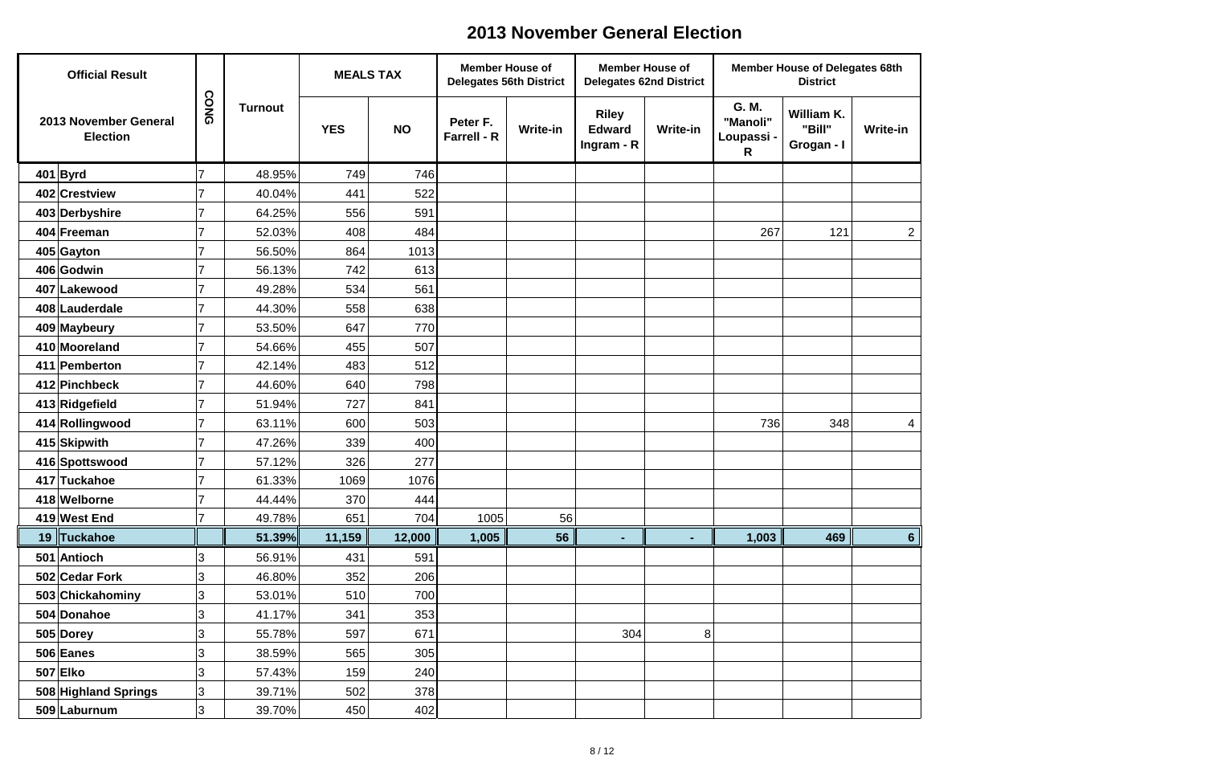# 2013 November General Election

| Official Result | | CONG | Turnout | MEALS TAX | | Member House of Delegates 56th District | | Member House of Delegates 62nd District | | Member House of Delegates 68th District | | |
|---|---|---|---|---|---|---|---|---|---|---|---|---|
| 2013 November General Election | | | | YES | NO | Peter F. Farrell - R | Write-in | Riley Edward Ingram - R | Write-in | G. M. "Manoli" Loupassi - R | William K. "Bill" Grogan - I | Write-in |
| 401 | Byrd | 7 | 48.95% | 749 | 746 | | | | | | | |
| 402 | Crestview | 7 | 40.04% | 441 | 522 | | | | | | | |
| 403 | Derbyshire | 7 | 64.25% | 556 | 591 | | | | | | | |
| 404 | Freeman | 7 | 52.03% | 408 | 484 | | | | | 267 | 121 | 2 |
| 405 | Gayton | 7 | 56.50% | 864 | 1013 | | | | | | | |
| 406 | Godwin | 7 | 56.13% | 742 | 613 | | | | | | | |
| 407 | Lakewood | 7 | 49.28% | 534 | 561 | | | | | | | |
| 408 | Lauderdale | 7 | 44.30% | 558 | 638 | | | | | | | |
| 409 | Maybeury | 7 | 53.50% | 647 | 770 | | | | | | | |
| 410 | Mooreland | 7 | 54.66% | 455 | 507 | | | | | | | |
| 411 | Pemberton | 7 | 42.14% | 483 | 512 | | | | | | | |
| 412 | Pinchbeck | 7 | 44.60% | 640 | 798 | | | | | | | |
| 413 | Ridgefield | 7 | 51.94% | 727 | 841 | | | | | | | |
| 414 | Rollingwood | 7 | 63.11% | 600 | 503 | | | | | 736 | 348 | 4 |
| 415 | Skipwith | 7 | 47.26% | 339 | 400 | | | | | | | |
| 416 | Spottswood | 7 | 57.12% | 326 | 277 | | | | | | | |
| 417 | Tuckahoe | 7 | 61.33% | 1069 | 1076 | | | | | | | |
| 418 | Welborne | 7 | 44.44% | 370 | 444 | | | | | | | |
| 419 | West End | 7 | 49.78% | 651 | 704 | 1005 | 56 | | | | | |
| **19** | **Tuckahoe** | | **51.39%** | **11,159** | **12,000** | **1,005** | **56** | **-** | **-** | **1,003** | **469** | **6** |
| 501 | Antioch | 3 | 56.91% | 431 | 591 | | | | | | | |
| 502 | Cedar Fork | 3 | 46.80% | 352 | 206 | | | | | | | |
| 503 | Chickahominy | 3 | 53.01% | 510 | 700 | | | | | | | |
| 504 | Donahoe | 3 | 41.17% | 341 | 353 | | | | | | | |
| 505 | Dorey | 3 | 55.78% | 597 | 671 | | | 304 | 8 | | | |
| 506 | Eanes | 3 | 38.59% | 565 | 305 | | | | | | | |
| 507 | Elko | 3 | 57.43% | 159 | 240 | | | | | | | |
| 508 | Highland Springs | 3 | 39.71% | 502 | 378 | | | | | | | |
| 509 | Laburnum | 3 | 39.70% | 450 | 402 | | | | | | | |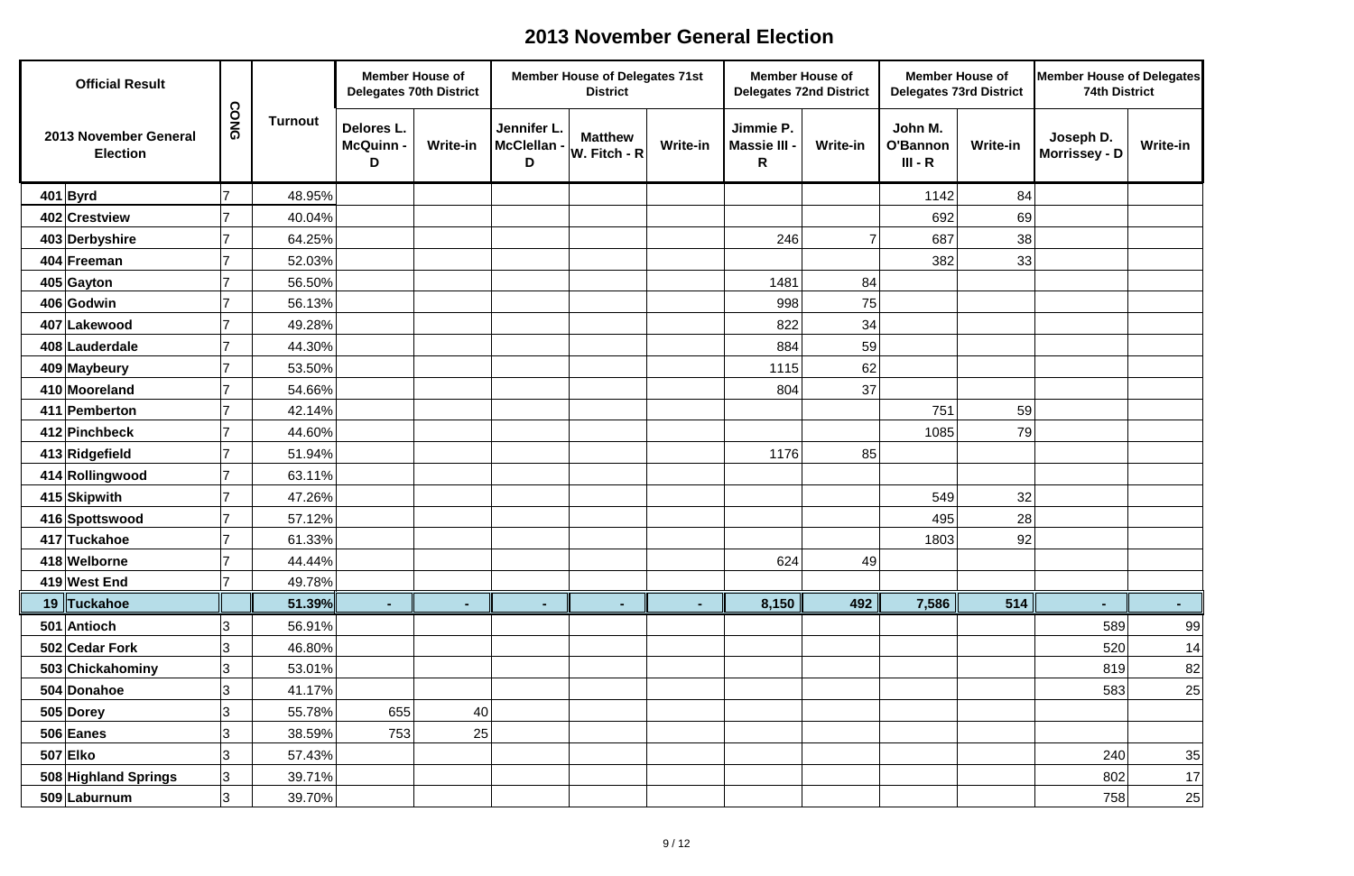# 2013 November General Election

| Official Result | CONG | Turnout | Member House of Delegates 70th District | | Member House of Delegates 71st District | | | Member House of Delegates 72nd District | | Member House of Delegates 73rd District | | Member House of Delegates 74th District | |
|---|---|---|---|---|---|---|---|---|---|---|---|---|---|
| 2013 November General Election | | | Delores L. McQuinn - D | Write-in | Jennifer L. McClellan - D | Matthew W. Fitch - R | Write-in | Jimmie P. Massie III - R | Write-in | John M. O'Bannon III - R | Write-in | Joseph D. Morrissey - D | Write-in |
| 401 Byrd | 7 | 48.95% | | | | | | | | 1142 | 84 | | |
| 402 Crestview | 7 | 40.04% | | | | | | | | 692 | 69 | | |
| 403 Derbyshire | 7 | 64.25% | | | | | | 246 | 7 | 687 | 38 | | |
| 404 Freeman | 7 | 52.03% | | | | | | | | 382 | 33 | | |
| 405 Gayton | 7 | 56.50% | | | | | | 1481 | 84 | | | | |
| 406 Godwin | 7 | 56.13% | | | | | | 998 | 75 | | | | |
| 407 Lakewood | 7 | 49.28% | | | | | | 822 | 34 | | | | |
| 408 Lauderdale | 7 | 44.30% | | | | | | 884 | 59 | | | | |
| 409 Maybeury | 7 | 53.50% | | | | | | 1115 | 62 | | | | |
| 410 Mooreland | 7 | 54.66% | | | | | | 804 | 37 | | | | |
| 411 Pemberton | 7 | 42.14% | | | | | | | | 751 | 59 | | |
| 412 Pinchbeck | 7 | 44.60% | | | | | | | | 1085 | 79 | | |
| 413 Ridgefield | 7 | 51.94% | | | | | | 1176 | 85 | | | | |
| 414 Rollingwood | 7 | 63.11% | | | | | | | | | | | |
| 415 Skipwith | 7 | 47.26% | | | | | | | | 549 | 32 | | |
| 416 Spottswood | 7 | 57.12% | | | | | | | | 495 | 28 | | |
| 417 Tuckahoe | 7 | 61.33% | | | | | | | | 1803 | 92 | | |
| 418 Welborne | 7 | 44.44% | | | | | | 624 | 49 | | | | |
| 419 West End | 7 | 49.78% | | | | | | | | | | | |
| **19 Tuckahoe** | | **51.39%** | **-** | **-** | **-** | **-** | **-** | **8,150** | **492** | **7,586** | **514** | **-** | **-** |
| 501 Antioch | 3 | 56.91% | | | | | | | | | | 589 | 99 |
| 502 Cedar Fork | 3 | 46.80% | | | | | | | | | | 520 | 14 |
| 503 Chickahominy | 3 | 53.01% | | | | | | | | | | 819 | 82 |
| 504 Donahoe | 3 | 41.17% | | | | | | | | | | 583 | 25 |
| 505 Dorey | 3 | 55.78% | 655 | 40 | | | | | | | | | |
| 506 Eanes | 3 | 38.59% | 753 | 25 | | | | | | | | | |
| 507 Elko | 3 | 57.43% | | | | | | | | | | 240 | 35 |
| 508 Highland Springs | 3 | 39.71% | | | | | | | | | | 802 | 17 |
| 509 Laburnum | 3 | 39.70% | | | | | | | | | | 758 | 25 |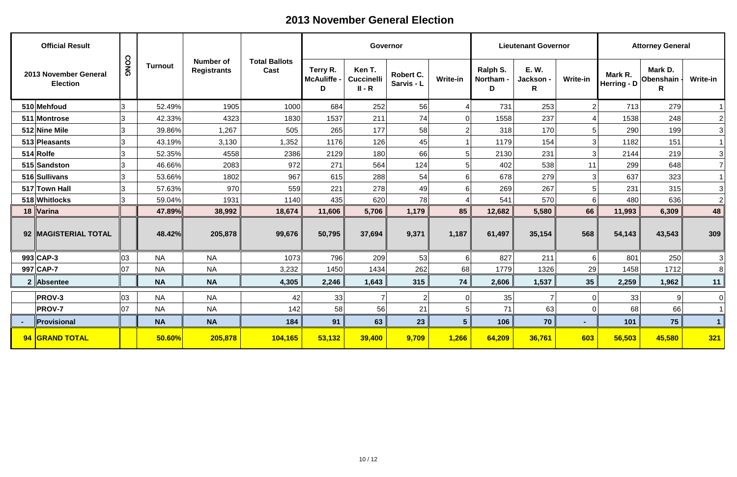# 2013 November General Election

| Official Result | | CONG | Turnout | Number of Registrants | Total Ballots Cast | Governor | | | | Lieutenant Governor | | | Attorney General | | |
|---|---|---|---|---|---|---|---|---|---|---|---|---|---|---|---|
| 2013 November General Election | | | | | | Terry R. McAuliffe - D | Ken T. Cuccinelli II - R | Robert C. Sarvis - L | Write-in | Ralph S. Northam - D | E. W. Jackson - R | Write-in | Mark R. Herring - D | Mark D. Obenshain - R | Write-in |
| 510 | Mehfoud | 3 | 52.49% | 1905 | 1000 | 684 | 252 | 56 | 4 | 731 | 253 | 2 | 713 | 279 | 1 |
| 511 | Montrose | 3 | 42.33% | 4323 | 1830 | 1537 | 211 | 74 | 0 | 1558 | 237 | 4 | 1538 | 248 | 2 |
| 512 | Nine Mile | 3 | 39.86% | 1,267 | 505 | 265 | 177 | 58 | 2 | 318 | 170 | 5 | 290 | 199 | 3 |
| 513 | Pleasants | 3 | 43.19% | 3,130 | 1,352 | 1176 | 126 | 45 | 1 | 1179 | 154 | 3 | 1182 | 151 | 1 |
| 514 | Rolfe | 3 | 52.35% | 4558 | 2386 | 2129 | 180 | 66 | 5 | 2130 | 231 | 3 | 2144 | 219 | 3 |
| 515 | Sandston | 3 | 46.66% | 2083 | 972 | 271 | 564 | 124 | 5 | 402 | 538 | 11 | 299 | 648 | 7 |
| 516 | Sullivans | 3 | 53.66% | 1802 | 967 | 615 | 288 | 54 | 6 | 678 | 279 | 3 | 637 | 323 | 1 |
| 517 | Town Hall | 3 | 57.63% | 970 | 559 | 221 | 278 | 49 | 6 | 269 | 267 | 5 | 231 | 315 | 3 |
| 518 | Whitlocks | 3 | 59.04% | 1931 | 1140 | 435 | 620 | 78 | 4 | 541 | 570 | 6 | 480 | 636 | 2 |
| **18** | **Varina** | | **47.89%** | **38,992** | **18,674** | **11,606** | **5,706** | **1,179** | **85** | **12,682** | **5,580** | **66** | **11,993** | **6,309** | **48** |
| **92** | **MAGISTERIAL TOTAL** | | **48.42%** | **205,878** | **99,676** | **50,795** | **37,694** | **9,371** | **1,187** | **61,497** | **35,154** | **568** | **54,143** | **43,543** | **309** |
| 993 | CAP-3 | 03 | NA | NA | 1073 | 796 | 209 | 53 | 6 | 827 | 211 | 6 | 801 | 250 | 3 |
| 997 | CAP-7 | 07 | NA | NA | 3,232 | 1450 | 1434 | 262 | 68 | 1779 | 1326 | 29 | 1458 | 1712 | 8 |
| **2** | **Absentee** | | **NA** | **NA** | **4,305** | **2,246** | **1,643** | **315** | **74** | **2,606** | **1,537** | **35** | **2,259** | **1,962** | **11** |
| | PROV-3 | 03 | NA | NA | 42 | 33 | 7 | 2 | 0 | 35 | 7 | 0 | 33 | 9 | 0 |
| | PROV-7 | 07 | NA | NA | 142 | 58 | 56 | 21 | 5 | 71 | 63 | 0 | 68 | 66 | 1 |
| **-** | **Provisional** | | **NA** | **NA** | **184** | **91** | **63** | **23** | **5** | **106** | **70** | **-** | **101** | **75** | **1** |
| **94** | **GRAND TOTAL** | | **50.60%** | **205,878** | **104,165** | **53,132** | **39,400** | **9,709** | **1,266** | **64,209** | **36,761** | **603** | **56,503** | **45,580** | **321** |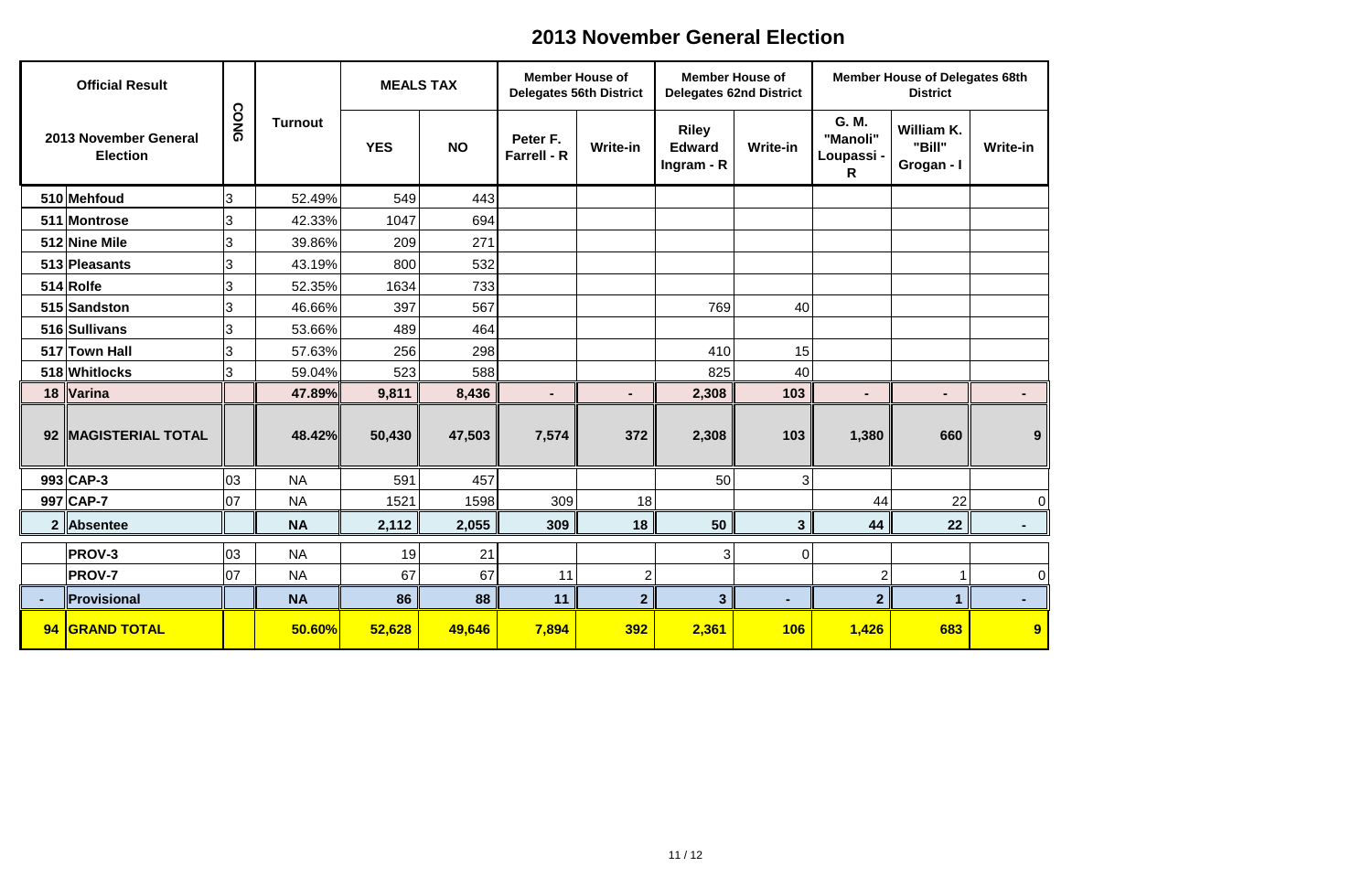# 2013 November General Election

| Official Result | | CONG | Turnout | MEALS TAX | | Member House of Delegates 56th District | | Member House of Delegates 62nd District | | Member House of Delegates 68th District | | |
|---|---|---|---|---|---|---|---|---|---|---|---|---|
| 2013 November General Election | | | | YES | NO | Peter F. Farrell - R | Write-in | Riley Edward Ingram - R | Write-in | G. M. "Manoli" Loupassi - R | William K. "Bill" Grogan - I | Write-in |
| 510 | Mehfoud | 3 | 52.49% | 549 | 443 | | | | | | | |
| 511 | Montrose | 3 | 42.33% | 1047 | 694 | | | | | | | |
| 512 | Nine Mile | 3 | 39.86% | 209 | 271 | | | | | | | |
| 513 | Pleasants | 3 | 43.19% | 800 | 532 | | | | | | | |
| 514 | Rolfe | 3 | 52.35% | 1634 | 733 | | | | | | | |
| 515 | Sandston | 3 | 46.66% | 397 | 567 | | | 769 | 40 | | | |
| 516 | Sullivans | 3 | 53.66% | 489 | 464 | | | | | | | |
| 517 | Town Hall | 3 | 57.63% | 256 | 298 | | | 410 | 15 | | | |
| 518 | Whitlocks | 3 | 59.04% | 523 | 588 | | | 825 | 40 | | | |
| **18** | **Varina** | | **47.89%** | **9,811** | **8,436** | **-** | **-** | **2,308** | **103** | **-** | **-** | **-** |
| **92** | **MAGISTERIAL TOTAL** | | **48.42%** | **50,430** | **47,503** | **7,574** | **372** | **2,308** | **103** | **1,380** | **660** | **9** |
| 993 | CAP-3 | 03 | NA | 591 | 457 | | | 50 | 3 | | | |
| 997 | CAP-7 | 07 | NA | 1521 | 1598 | 309 | 18 | | | 44 | 22 | 0 |
| **2** | **Absentee** | | **NA** | **2,112** | **2,055** | **309** | **18** | **50** | **3** | **44** | **22** | **-** |
| | PROV-3 | 03 | NA | 19 | 21 | | | 3 | 0 | | | |
| | PROV-7 | 07 | NA | 67 | 67 | 11 | 2 | | | 2 | 1 | 0 |
| **-** | **Provisional** | | **NA** | **86** | **88** | **11** | **2** | **3** | **-** | **2** | **1** | **-** |
| **94** | **GRAND TOTAL** | | **50.60%** | **52,628** | **49,646** | **7,894** | **392** | **2,361** | **106** | **1,426** | **683** | **9** |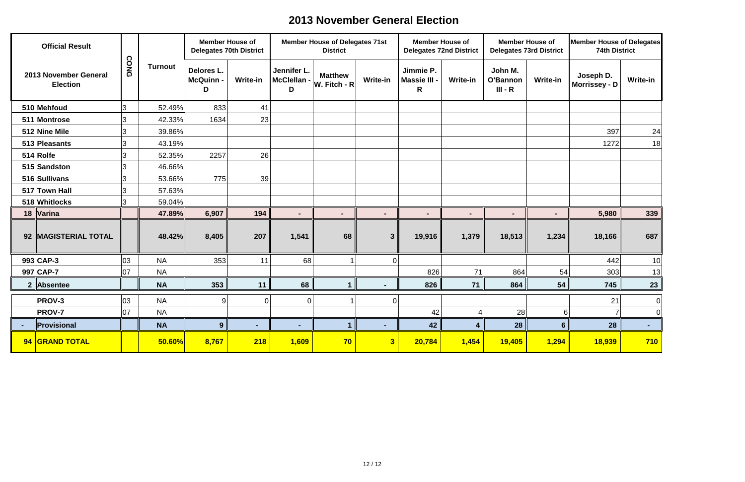# 2013 November General Election

| Official Result | | CONG | Turnout | Member House of Delegates 70th District | | Member House of Delegates 71st District | | | Member House of Delegates 72nd District | | Member House of Delegates 73rd District | | Member House of Delegates 74th District | |
|---|---|---|---|---|---|---|---|---|---|---|---|---|---|---|
| 2013 November General Election | | | | Delores L. McQuinn - D | Write-in | Jennifer L. McClellan - D | Matthew W. Fitch - R | Write-in | Jimmie P. Massie III - R | Write-in | John M. O'Bannon III - R | Write-in | Joseph D. Morrissey - D | Write-in |
| 510 | Mehfoud | 3 | 52.49% | 833 | 41 | | | | | | | | | |
| 511 | Montrose | 3 | 42.33% | 1634 | 23 | | | | | | | | | |
| 512 | Nine Mile | 3 | 39.86% | | | | | | | | | | 397 | 24 |
| 513 | Pleasants | 3 | 43.19% | | | | | | | | | | 1272 | 18 |
| 514 | Rolfe | 3 | 52.35% | 2257 | 26 | | | | | | | | | |
| 515 | Sandston | 3 | 46.66% | | | | | | | | | | | |
| 516 | Sullivans | 3 | 53.66% | 775 | 39 | | | | | | | | | |
| 517 | Town Hall | 3 | 57.63% | | | | | | | | | | | |
| 518 | Whitlocks | 3 | 59.04% | | | | | | | | | | | |
| **18** | **Varina** | | **47.89%** | **6,907** | **194** | **-** | **-** | **-** | **-** | **-** | **-** | **-** | **5,980** | **339** |
| **92** | **MAGISTERIAL TOTAL** | | **48.42%** | **8,405** | **207** | **1,541** | **68** | **3** | **19,916** | **1,379** | **18,513** | **1,234** | **18,166** | **687** |
| 993 | CAP-3 | 03 | NA | 353 | 11 | 68 | 1 | 0 | | | | | 442 | 10 |
| 997 | CAP-7 | 07 | NA | | | | | | 826 | 71 | 864 | 54 | 303 | 13 |
| **2** | **Absentee** | | **NA** | **353** | **11** | **68** | **1** | **-** | **826** | **71** | **864** | **54** | **745** | **23** |
| | PROV-3 | 03 | NA | 9 | 0 | 0 | 1 | 0 | | | | | 21 | 0 |
| | PROV-7 | 07 | NA | | | | | | 42 | 4 | 28 | 6 | 7 | 0 |
| **-** | **Provisional** | | **NA** | **9** | **-** | **-** | **1** | **-** | **42** | **4** | **28** | **6** | **28** | **-** |
| **94** | **GRAND TOTAL** | | **50.60%** | **8,767** | **218** | **1,609** | **70** | **3** | **20,784** | **1,454** | **19,405** | **1,294** | **18,939** | **710** |